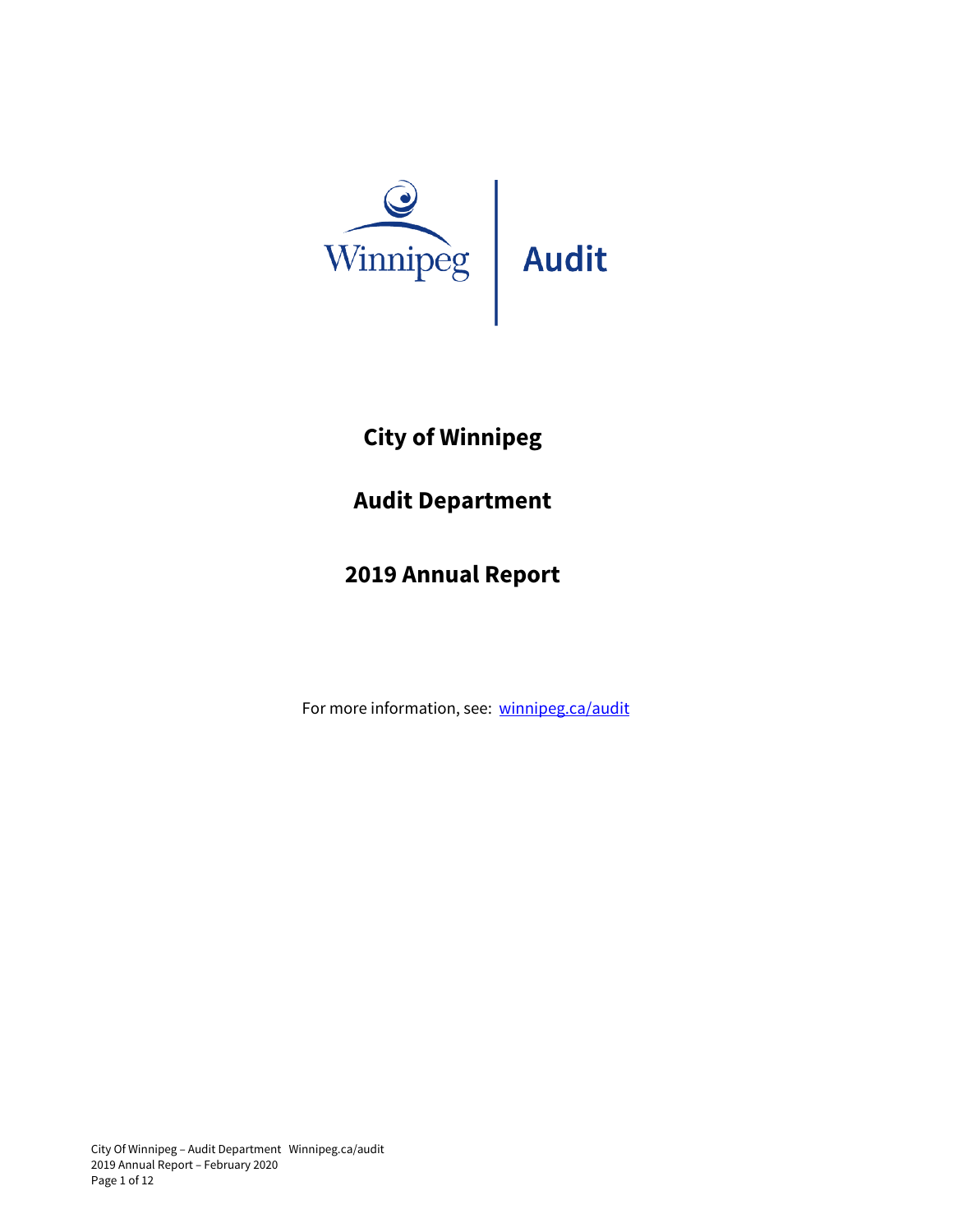Winnipeg | Audit

# City of Winnipeg

## Audit Department

## 2019 Annual Report

For more information, see: [winnipeg.ca/audit](winnipeg.ca/audit)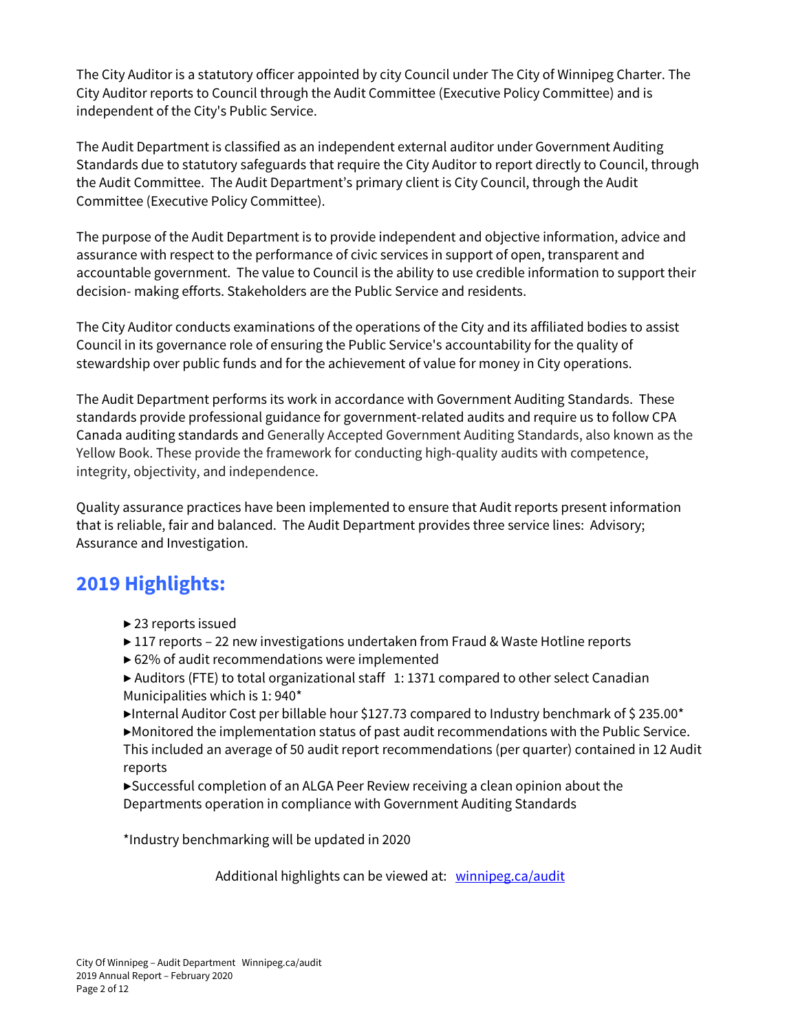The City Auditor is a statutory officer appointed by city Council under The City of Winnipeg Charter. The City Auditor reports to Council through the Audit Committee (Executive Policy Committee) and is independent of the City's Public Service.

The Audit Department is classified as an independent external auditor under Government Auditing Standards due to statutory safeguards that require the City Auditor to report directly to Council, through the Audit Committee. The Audit Department's primary client is City Council, through the Audit Committee (Executive Policy Committee).

The purpose of the Audit Department is to provide independent and objective information, advice and assurance with respect to the performance of civic services in support of open, transparent and accountable government. The value to Council is the ability to use credible information to support their decision- making efforts. Stakeholders are the Public Service and residents.

The City Auditor conducts examinations of the operations of the City and its affiliated bodies to assist Council in its governance role of ensuring the Public Service's accountability for the quality of stewardship over public funds and for the achievement of value for money in City operations.

The Audit Department performs its work in accordance with Government Auditing Standards. These standards provide professional guidance for government-related audits and require us to follow CPA Canada auditing standards and Generally Accepted Government Auditing Standards, also known as the Yellow Book. These provide the framework for conducting high-quality audits with competence, integrity, objectivity, and independence.

Quality assurance practices have been implemented to ensure that Audit reports present information that is reliable, fair and balanced. The Audit Department provides three service lines: Advisory; Assurance and Investigation.

## 2019 Highlights:

- ► 23 reports issued
- ► 117 reports – 22 new investigations undertaken from Fraud & Waste Hotline reports
- ► 62% of audit recommendations were implemented
- ► Auditors (FTE) to total organizational staff 1: 1371 compared to other select Canadian Municipalities which is 1: 940*
- ►Internal Auditor Cost per billable hour $127.73 compared to Industry benchmark of $ 235.00*
- ►Monitored the implementation status of past audit recommendations with the Public Service. This included an average of 50 audit report recommendations (per quarter) contained in 12 Audit reports
- ►Successful completion of an ALGA Peer Review receiving a clean opinion about the Departments operation in compliance with Government Auditing Standards

*Industry benchmarking will be updated in 2020

Additional highlights can be viewed at: [winnipeg.ca/audit](http://winnipeg.ca/audit)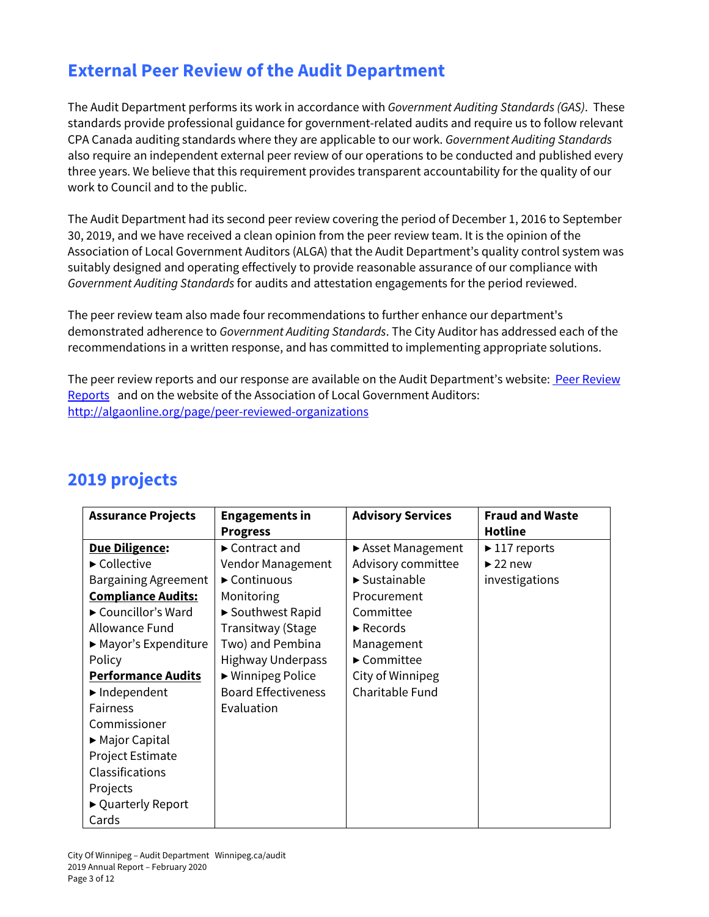## External Peer Review of the Audit Department

The Audit Department performs its work in accordance with *Government Auditing Standards (GAS)*. These standards provide professional guidance for government-related audits and require us to follow relevant CPA Canada auditing standards where they are applicable to our work. *Government Auditing Standards* also require an independent external peer review of our operations to be conducted and published every three years. We believe that this requirement provides transparent accountability for the quality of our work to Council and to the public.

The Audit Department had its second peer review covering the period of December 1, 2016 to September 30, 2019, and we have received a clean opinion from the peer review team. It is the opinion of the Association of Local Government Auditors (ALGA) that the Audit Department's quality control system was suitably designed and operating effectively to provide reasonable assurance of our compliance with *Government Auditing Standards* for audits and attestation engagements for the period reviewed.

The peer review team also made four recommendations to further enhance our department's demonstrated adherence to *Government Auditing Standards*. The City Auditor has addressed each of the recommendations in a written response, and has committed to implementing appropriate solutions.

The peer review reports and our response are available on the Audit Department's website: [Peer Review Reports] and on the website of the Association of Local Government Auditors: http://algaonline.org/page/peer-reviewed-organizations

## 2019 projects

| Assurance Projects | Engagements in Progress | Advisory Services | Fraud and Waste Hotline |
|---|---|---|---|
| **Due Diligence:**<br>► Collective Bargaining Agreement<br>**Compliance Audits:**<br>► Councillor's Ward Allowance Fund<br>► Mayor's Expenditure Policy<br>**Performance Audits**<br>► Independent Fairness Commissioner<br>► Major Capital Project Estimate Classifications Projects<br>► Quarterly Report Cards | ► Contract and Vendor Management<br>► Continuous Monitoring<br>► Southwest Rapid Transitway (Stage Two) and Pembina Highway Underpass<br>► Winnipeg Police Board Effectiveness Evaluation | ► Asset Management Advisory committee<br>► Sustainable Procurement Committee<br>► Records Management<br>► Committee City of Winnipeg Charitable Fund | ► 117 reports<br>► 22 new investigations |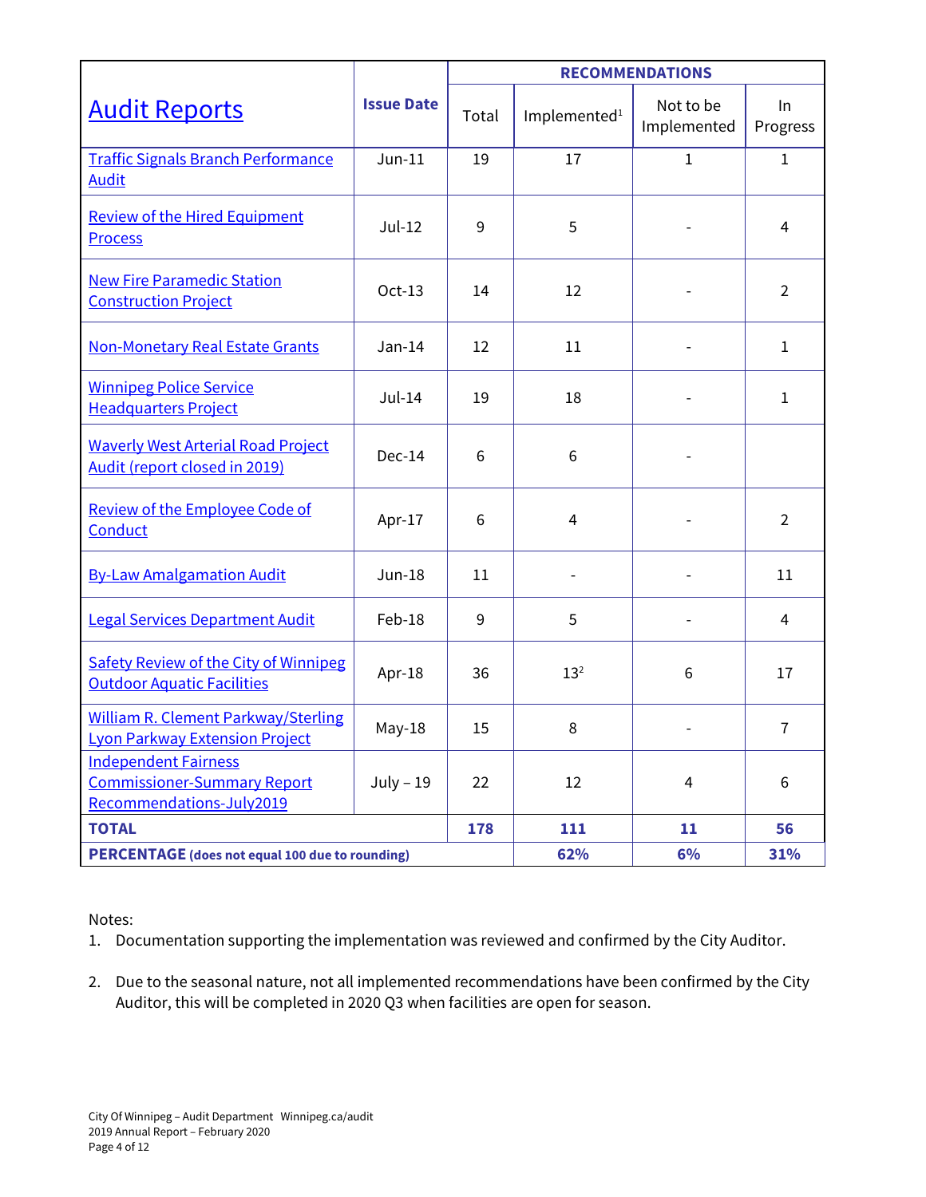| Audit Reports | Issue Date | RECOMMENDATIONS | | | |
|---|---|---|---|---|---|
| | | Total | Implemented[1] | Not to be Implemented | In Progress |
| Traffic Signals Branch Performance Audit | Jun-11 | 19 | 17 | 1 | 1 |
| Review of the Hired Equipment Process | Jul-12 | 9 | 5 | - | 4 |
| New Fire Paramedic Station Construction Project | Oct-13 | 14 | 12 | - | 2 |
| Non-Monetary Real Estate Grants | Jan-14 | 12 | 11 | - | 1 |
| Winnipeg Police Service Headquarters Project | Jul-14 | 19 | 18 | - | 1 |
| Waverly West Arterial Road Project Audit (report closed in 2019) | Dec-14 | 6 | 6 | - | |
| Review of the Employee Code of Conduct | Apr-17 | 6 | 4 | - | 2 |
| By-Law Amalgamation Audit | Jun-18 | 11 | - | - | 11 |
| Legal Services Department Audit | Feb-18 | 9 | 5 | - | 4 |
| Safety Review of the City of Winnipeg Outdoor Aquatic Facilities | Apr-18 | 36 | 13[2] | 6 | 17 |
| William R. Clement Parkway/Sterling Lyon Parkway Extension Project | May-18 | 15 | 8 | - | 7 |
| Independent Fairness Commissioner-Summary Report Recommendations-July2019 | July – 19 | 22 | 12 | 4 | 6 |
| **TOTAL** | | **178** | **111** | **11** | **56** |
| **PERCENTAGE** (does not equal 100 due to rounding) | | | **62%** | **6%** | **31%** |

Notes:

1. Documentation supporting the implementation was reviewed and confirmed by the City Auditor.
2. Due to the seasonal nature, not all implemented recommendations have been confirmed by the City Auditor, this will be completed in 2020 Q3 when facilities are open for season.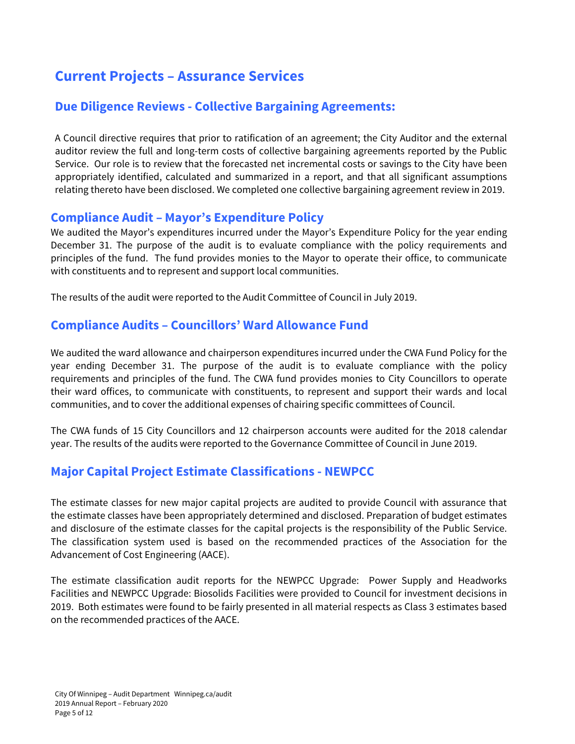# Current Projects – Assurance Services

## Due Diligence Reviews - Collective Bargaining Agreements:

A Council directive requires that prior to ratification of an agreement; the City Auditor and the external auditor review the full and long-term costs of collective bargaining agreements reported by the Public Service. Our role is to review that the forecasted net incremental costs or savings to the City have been appropriately identified, calculated and summarized in a report, and that all significant assumptions relating thereto have been disclosed. We completed one collective bargaining agreement review in 2019.

## Compliance Audit – Mayor's Expenditure Policy

We audited the Mayor's expenditures incurred under the Mayor's Expenditure Policy for the year ending December 31. The purpose of the audit is to evaluate compliance with the policy requirements and principles of the fund. The fund provides monies to the Mayor to operate their office, to communicate with constituents and to represent and support local communities.

The results of the audit were reported to the Audit Committee of Council in July 2019.

## Compliance Audits – Councillors' Ward Allowance Fund

We audited the ward allowance and chairperson expenditures incurred under the CWA Fund Policy for the year ending December 31. The purpose of the audit is to evaluate compliance with the policy requirements and principles of the fund. The CWA fund provides monies to City Councillors to operate their ward offices, to communicate with constituents, to represent and support their wards and local communities, and to cover the additional expenses of chairing specific committees of Council.

The CWA funds of 15 City Councillors and 12 chairperson accounts were audited for the 2018 calendar year. The results of the audits were reported to the Governance Committee of Council in June 2019.

## Major Capital Project Estimate Classifications - NEWPCC

The estimate classes for new major capital projects are audited to provide Council with assurance that the estimate classes have been appropriately determined and disclosed. Preparation of budget estimates and disclosure of the estimate classes for the capital projects is the responsibility of the Public Service. The classification system used is based on the recommended practices of the Association for the Advancement of Cost Engineering (AACE).

The estimate classification audit reports for the NEWPCC Upgrade: Power Supply and Headworks Facilities and NEWPCC Upgrade: Biosolids Facilities were provided to Council for investment decisions in 2019. Both estimates were found to be fairly presented in all material respects as Class 3 estimates based on the recommended practices of the AACE.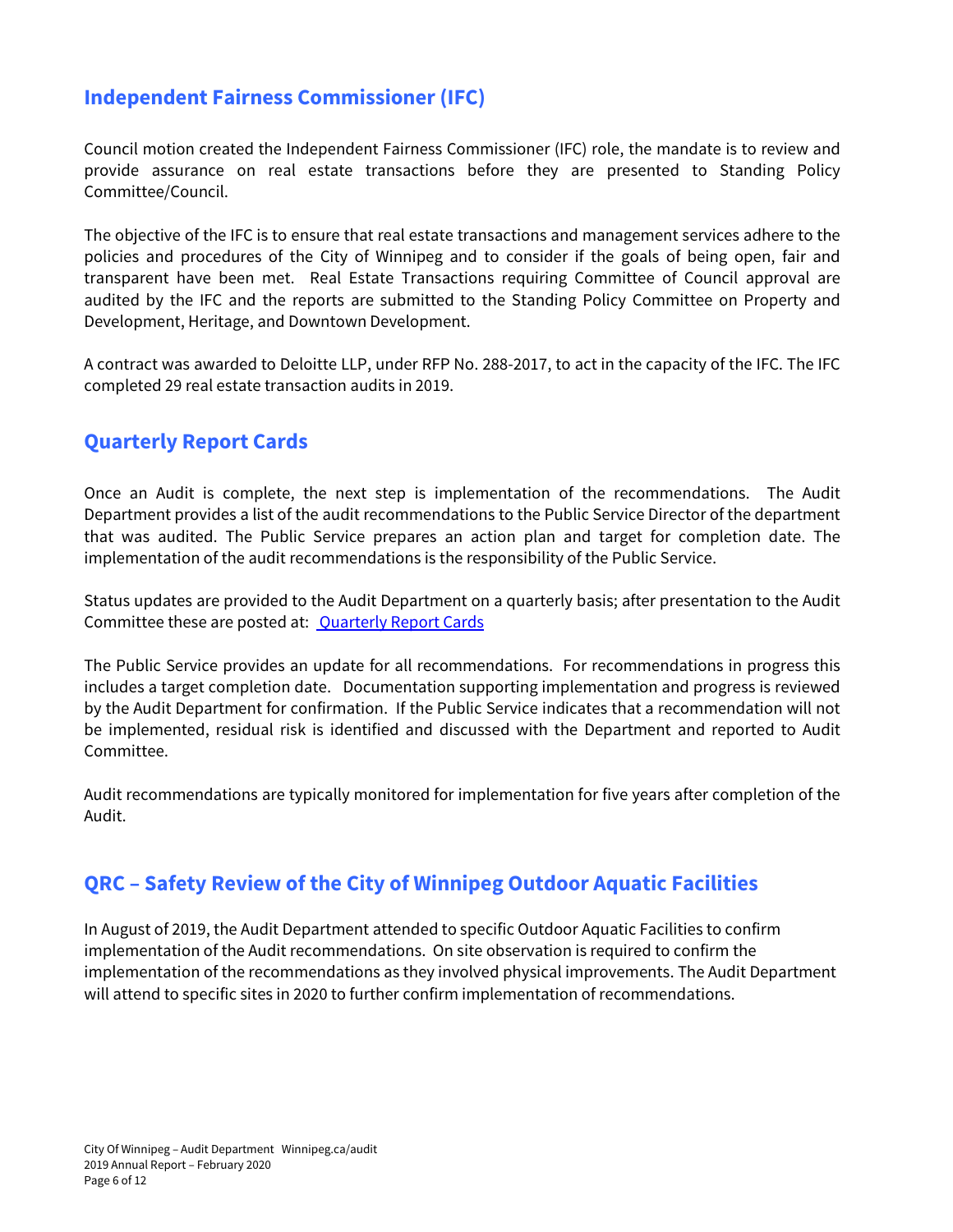## Independent Fairness Commissioner (IFC)

Council motion created the Independent Fairness Commissioner (IFC) role, the mandate is to review and provide assurance on real estate transactions before they are presented to Standing Policy Committee/Council.

The objective of the IFC is to ensure that real estate transactions and management services adhere to the policies and procedures of the City of Winnipeg and to consider if the goals of being open, fair and transparent have been met. Real Estate Transactions requiring Committee of Council approval are audited by the IFC and the reports are submitted to the Standing Policy Committee on Property and Development, Heritage, and Downtown Development.

A contract was awarded to Deloitte LLP, under RFP No. 288-2017, to act in the capacity of the IFC. The IFC completed 29 real estate transaction audits in 2019.

## Quarterly Report Cards

Once an Audit is complete, the next step is implementation of the recommendations. The Audit Department provides a list of the audit recommendations to the Public Service Director of the department that was audited. The Public Service prepares an action plan and target for completion date. The implementation of the audit recommendations is the responsibility of the Public Service.

Status updates are provided to the Audit Department on a quarterly basis; after presentation to the Audit Committee these are posted at: Quarterly Report Cards

The Public Service provides an update for all recommendations. For recommendations in progress this includes a target completion date. Documentation supporting implementation and progress is reviewed by the Audit Department for confirmation. If the Public Service indicates that a recommendation will not be implemented, residual risk is identified and discussed with the Department and reported to Audit Committee.

Audit recommendations are typically monitored for implementation for five years after completion of the Audit.

## QRC – Safety Review of the City of Winnipeg Outdoor Aquatic Facilities

In August of 2019, the Audit Department attended to specific Outdoor Aquatic Facilities to confirm implementation of the Audit recommendations. On site observation is required to confirm the implementation of the recommendations as they involved physical improvements. The Audit Department will attend to specific sites in 2020 to further confirm implementation of recommendations.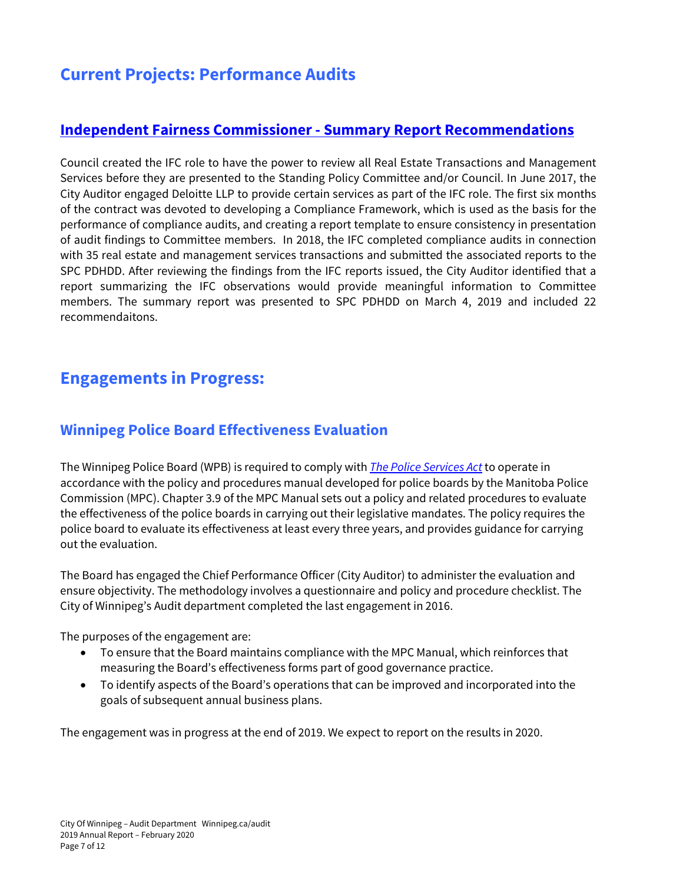# Current Projects: Performance Audits

## Independent Fairness Commissioner - Summary Report Recommendations

Council created the IFC role to have the power to review all Real Estate Transactions and Management Services before they are presented to the Standing Policy Committee and/or Council. In June 2017, the City Auditor engaged Deloitte LLP to provide certain services as part of the IFC role. The first six months of the contract was devoted to developing a Compliance Framework, which is used as the basis for the performance of compliance audits, and creating a report template to ensure consistency in presentation of audit findings to Committee members. In 2018, the IFC completed compliance audits in connection with 35 real estate and management services transactions and submitted the associated reports to the SPC PDHDD. After reviewing the findings from the IFC reports issued, the City Auditor identified that a report summarizing the IFC observations would provide meaningful information to Committee members. The summary report was presented to SPC PDHDD on March 4, 2019 and included 22 recommendaitons.

# Engagements in Progress:

## Winnipeg Police Board Effectiveness Evaluation

The Winnipeg Police Board (WPB) is required to comply with *The Police Services Act* to operate in accordance with the policy and procedures manual developed for police boards by the Manitoba Police Commission (MPC). Chapter 3.9 of the MPC Manual sets out a policy and related procedures to evaluate the effectiveness of the police boards in carrying out their legislative mandates. The policy requires the police board to evaluate its effectiveness at least every three years, and provides guidance for carrying out the evaluation.

The Board has engaged the Chief Performance Officer (City Auditor) to administer the evaluation and ensure objectivity. The methodology involves a questionnaire and policy and procedure checklist. The City of Winnipeg's Audit department completed the last engagement in 2016.

The purposes of the engagement are:

- To ensure that the Board maintains compliance with the MPC Manual, which reinforces that measuring the Board's effectiveness forms part of good governance practice.
- To identify aspects of the Board's operations that can be improved and incorporated into the goals of subsequent annual business plans.

The engagement was in progress at the end of 2019. We expect to report on the results in 2020.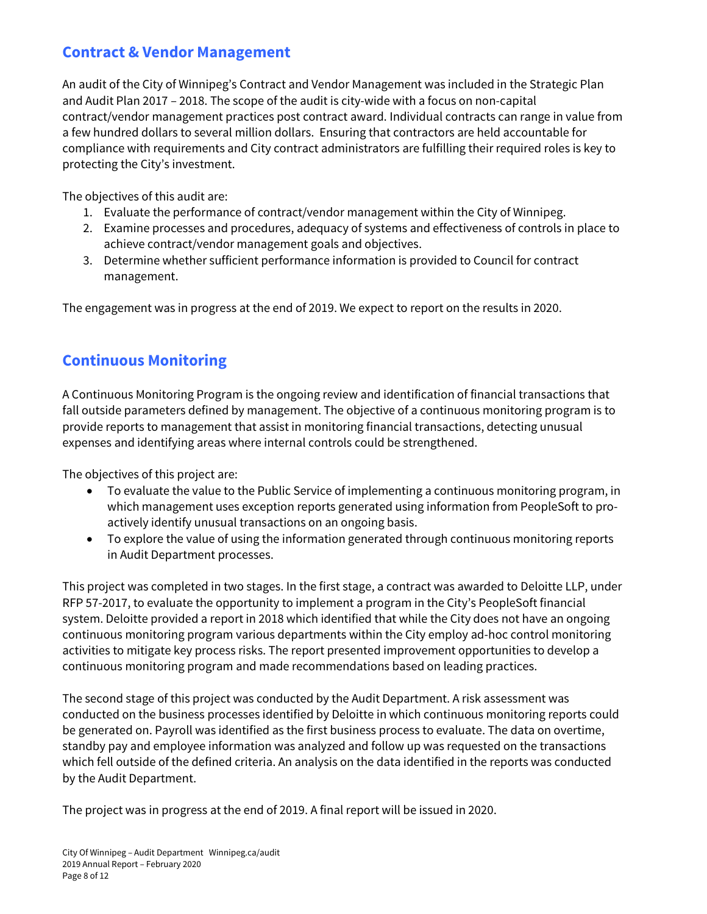## Contract & Vendor Management

An audit of the City of Winnipeg's Contract and Vendor Management was included in the Strategic Plan and Audit Plan 2017 – 2018. The scope of the audit is city-wide with a focus on non-capital contract/vendor management practices post contract award. Individual contracts can range in value from a few hundred dollars to several million dollars. Ensuring that contractors are held accountable for compliance with requirements and City contract administrators are fulfilling their required roles is key to protecting the City's investment.

The objectives of this audit are:

1. Evaluate the performance of contract/vendor management within the City of Winnipeg.
2. Examine processes and procedures, adequacy of systems and effectiveness of controls in place to achieve contract/vendor management goals and objectives.
3. Determine whether sufficient performance information is provided to Council for contract management.

The engagement was in progress at the end of 2019. We expect to report on the results in 2020.

## Continuous Monitoring

A Continuous Monitoring Program is the ongoing review and identification of financial transactions that fall outside parameters defined by management. The objective of a continuous monitoring program is to provide reports to management that assist in monitoring financial transactions, detecting unusual expenses and identifying areas where internal controls could be strengthened.

The objectives of this project are:

- To evaluate the value to the Public Service of implementing a continuous monitoring program, in which management uses exception reports generated using information from PeopleSoft to pro-actively identify unusual transactions on an ongoing basis.
- To explore the value of using the information generated through continuous monitoring reports in Audit Department processes.

This project was completed in two stages. In the first stage, a contract was awarded to Deloitte LLP, under RFP 57-2017, to evaluate the opportunity to implement a program in the City's PeopleSoft financial system. Deloitte provided a report in 2018 which identified that while the City does not have an ongoing continuous monitoring program various departments within the City employ ad-hoc control monitoring activities to mitigate key process risks. The report presented improvement opportunities to develop a continuous monitoring program and made recommendations based on leading practices.

The second stage of this project was conducted by the Audit Department. A risk assessment was conducted on the business processes identified by Deloitte in which continuous monitoring reports could be generated on. Payroll was identified as the first business process to evaluate. The data on overtime, standby pay and employee information was analyzed and follow up was requested on the transactions which fell outside of the defined criteria. An analysis on the data identified in the reports was conducted by the Audit Department.

The project was in progress at the end of 2019. A final report will be issued in 2020.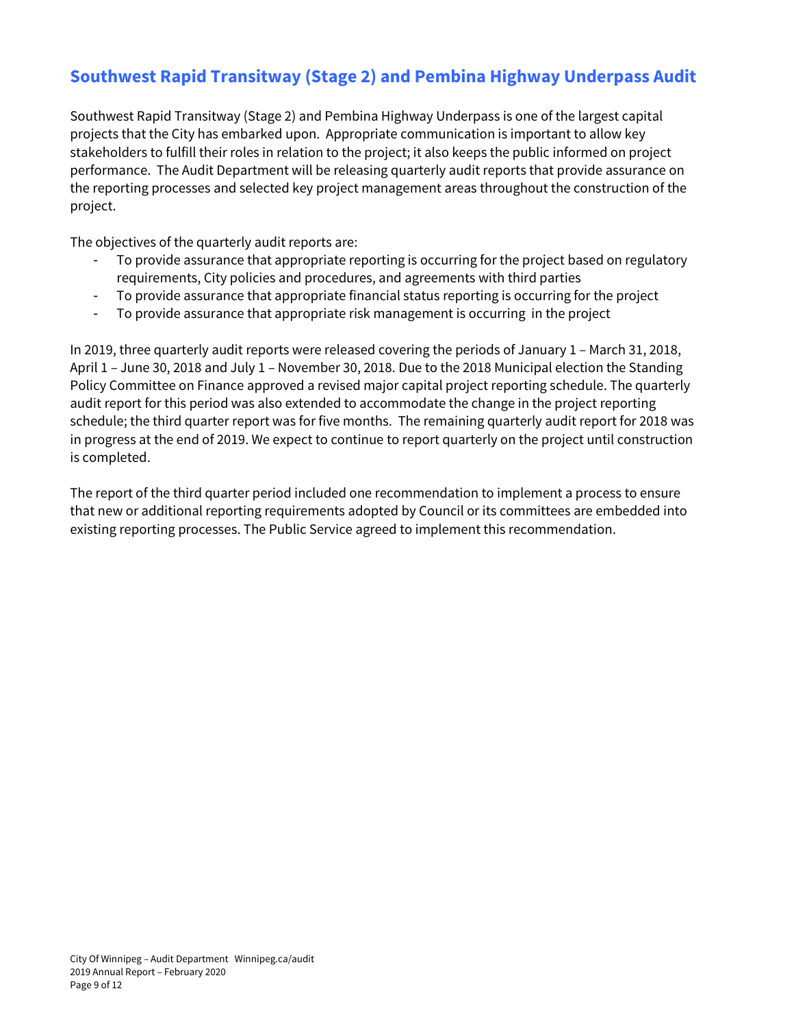## Southwest Rapid Transitway (Stage 2) and Pembina Highway Underpass Audit

Southwest Rapid Transitway (Stage 2) and Pembina Highway Underpass is one of the largest capital projects that the City has embarked upon. Appropriate communication is important to allow key stakeholders to fulfill their roles in relation to the project; it also keeps the public informed on project performance. The Audit Department will be releasing quarterly audit reports that provide assurance on the reporting processes and selected key project management areas throughout the construction of the project.

The objectives of the quarterly audit reports are:

- To provide assurance that appropriate reporting is occurring for the project based on regulatory requirements, City policies and procedures, and agreements with third parties
- To provide assurance that appropriate financial status reporting is occurring for the project
- To provide assurance that appropriate risk management is occurring in the project

In 2019, three quarterly audit reports were released covering the periods of January 1 – March 31, 2018, April 1 – June 30, 2018 and July 1 – November 30, 2018. Due to the 2018 Municipal election the Standing Policy Committee on Finance approved a revised major capital project reporting schedule. The quarterly audit report for this period was also extended to accommodate the change in the project reporting schedule; the third quarter report was for five months. The remaining quarterly audit report for 2018 was in progress at the end of 2019. We expect to continue to report quarterly on the project until construction is completed.

The report of the third quarter period included one recommendation to implement a process to ensure that new or additional reporting requirements adopted by Council or its committees are embedded into existing reporting processes. The Public Service agreed to implement this recommendation.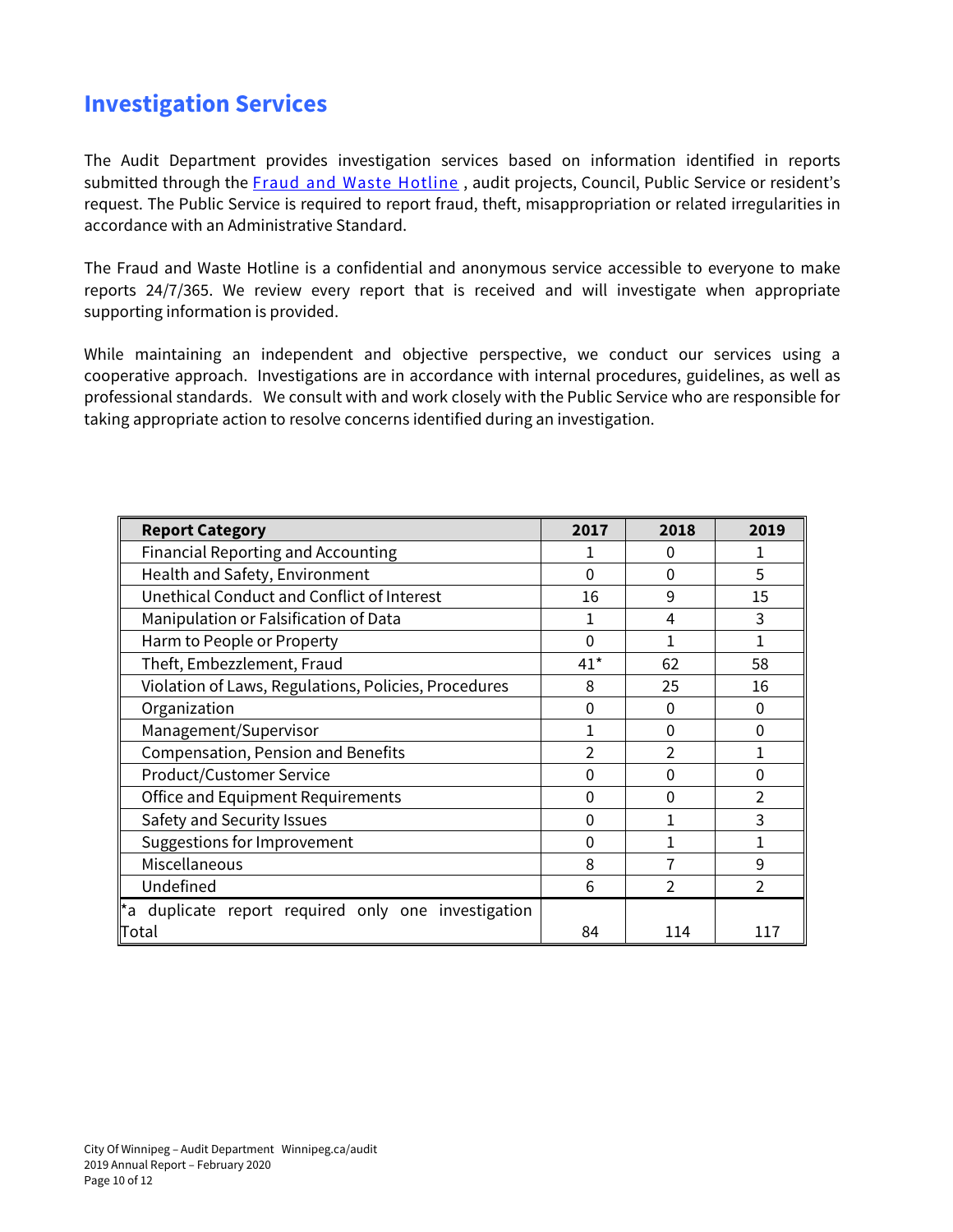## Investigation Services

The Audit Department provides investigation services based on information identified in reports submitted through the [Fraud and Waste Hotline](), audit projects, Council, Public Service or resident's request. The Public Service is required to report fraud, theft, misappropriation or related irregularities in accordance with an Administrative Standard.

The Fraud and Waste Hotline is a confidential and anonymous service accessible to everyone to make reports 24/7/365. We review every report that is received and will investigate when appropriate supporting information is provided.

While maintaining an independent and objective perspective, we conduct our services using a cooperative approach. Investigations are in accordance with internal procedures, guidelines, as well as professional standards. We consult with and work closely with the Public Service who are responsible for taking appropriate action to resolve concerns identified during an investigation.

| Report Category | 2017 | 2018 | 2019 |
|---|---|---|---|
| Financial Reporting and Accounting | 1 | 0 | 1 |
| Health and Safety, Environment | 0 | 0 | 5 |
| Unethical Conduct and Conflict of Interest | 16 | 9 | 15 |
| Manipulation or Falsification of Data | 1 | 4 | 3 |
| Harm to People or Property | 0 | 1 | 1 |
| Theft, Embezzlement, Fraud | 41* | 62 | 58 |
| Violation of Laws, Regulations, Policies, Procedures | 8 | 25 | 16 |
| Organization | 0 | 0 | 0 |
| Management/Supervisor | 1 | 0 | 0 |
| Compensation, Pension and Benefits | 2 | 2 | 1 |
| Product/Customer Service | 0 | 0 | 0 |
| Office and Equipment Requirements | 0 | 0 | 2 |
| Safety and Security Issues | 0 | 1 | 3 |
| Suggestions for Improvement | 0 | 1 | 1 |
| Miscellaneous | 8 | 7 | 9 |
| Undefined | 6 | 2 | 2 |
| *a duplicate report required only one investigation<br>Total | 84 | 114 | 117 |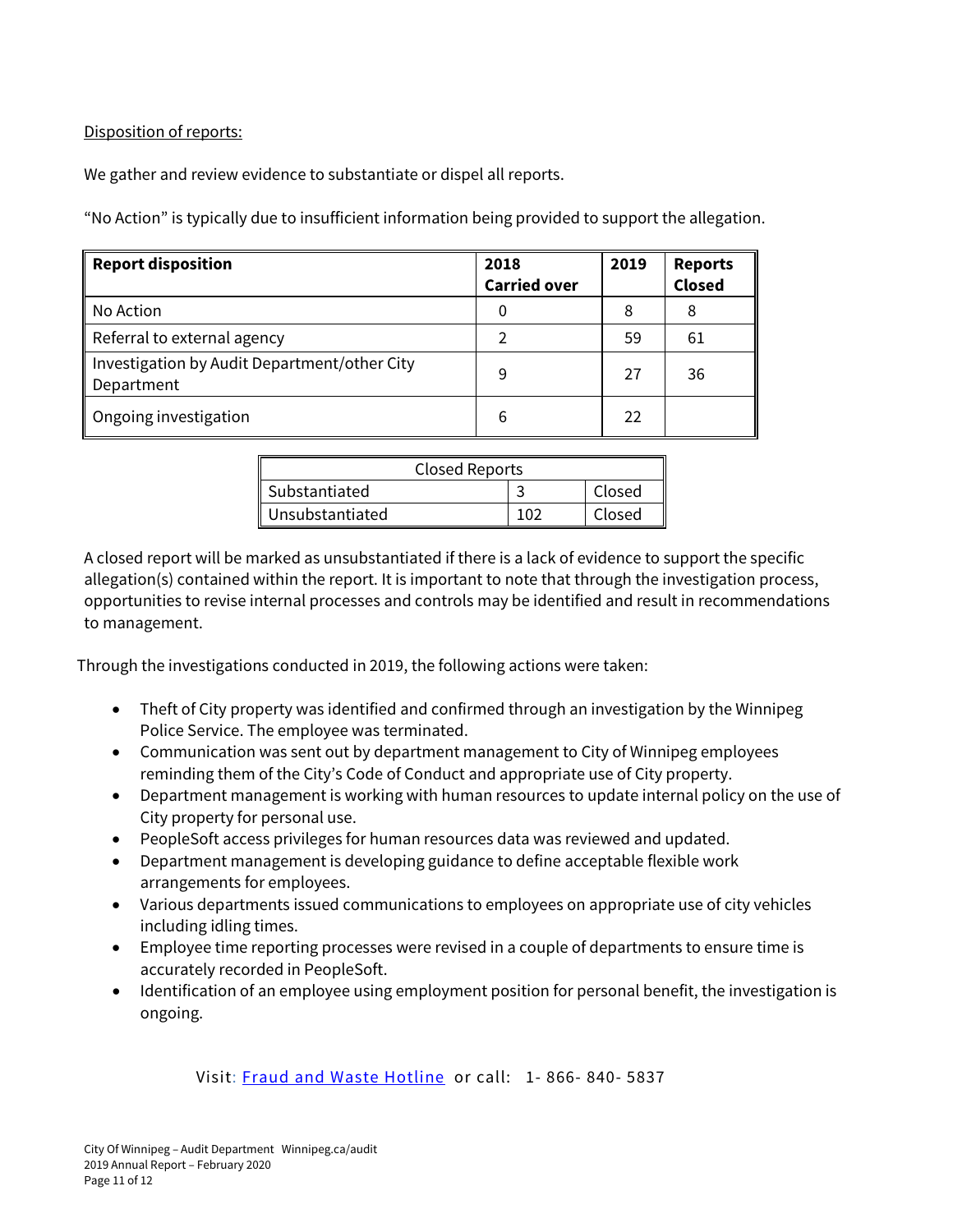Disposition of reports:

We gather and review evidence to substantiate or dispel all reports.

“No Action” is typically due to insufficient information being provided to support the allegation.

| Report disposition | 2018 Carried over | 2019 | Reports Closed |
|---|---|---|---|
| No Action | 0 | 8 | 8 |
| Referral to external agency | 2 | 59 | 61 |
| Investigation by Audit Department/other City Department | 9 | 27 | 36 |
| Ongoing investigation | 6 | 22 | |

| Closed Reports | | |
|---|---|---|
| Substantiated | 3 | Closed |
| Unsubstantiated | 102 | Closed |

A closed report will be marked as unsubstantiated if there is a lack of evidence to support the specific allegation(s) contained within the report. It is important to note that through the investigation process, opportunities to revise internal processes and controls may be identified and result in recommendations to management.

Through the investigations conducted in 2019, the following actions were taken:

- Theft of City property was identified and confirmed through an investigation by the Winnipeg Police Service. The employee was terminated.
- Communication was sent out by department management to City of Winnipeg employees reminding them of the City's Code of Conduct and appropriate use of City property.
- Department management is working with human resources to update internal policy on the use of City property for personal use.
- PeopleSoft access privileges for human resources data was reviewed and updated.
- Department management is developing guidance to define acceptable flexible work arrangements for employees.
- Various departments issued communications to employees on appropriate use of city vehicles including idling times.
- Employee time reporting processes were revised in a couple of departments to ensure time is accurately recorded in PeopleSoft.
- Identification of an employee using employment position for personal benefit, the investigation is ongoing.

Visit: Fraud and Waste Hotline or call: 1- 866- 840- 5837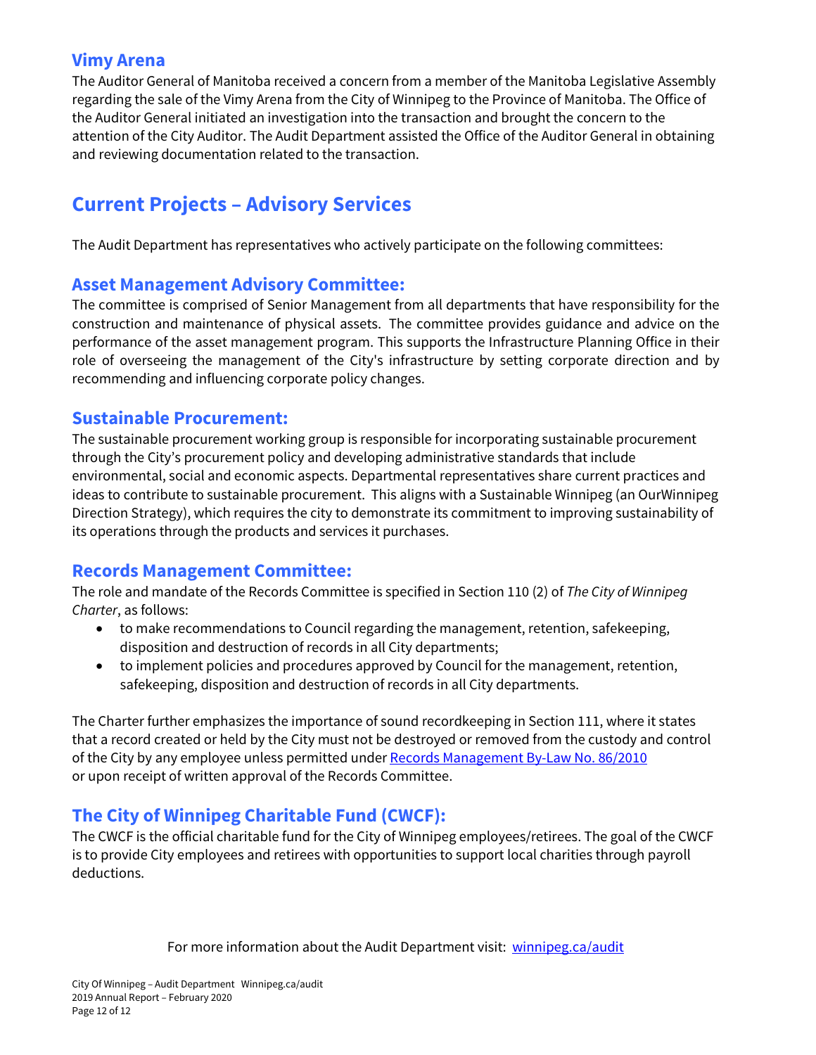### Vimy Arena

The Auditor General of Manitoba received a concern from a member of the Manitoba Legislative Assembly regarding the sale of the Vimy Arena from the City of Winnipeg to the Province of Manitoba. The Office of the Auditor General initiated an investigation into the transaction and brought the concern to the attention of the City Auditor. The Audit Department assisted the Office of the Auditor General in obtaining and reviewing documentation related to the transaction.

## Current Projects – Advisory Services

The Audit Department has representatives who actively participate on the following committees:

### Asset Management Advisory Committee:

The committee is comprised of Senior Management from all departments that have responsibility for the construction and maintenance of physical assets. The committee provides guidance and advice on the performance of the asset management program. This supports the Infrastructure Planning Office in their role of overseeing the management of the City's infrastructure by setting corporate direction and by recommending and influencing corporate policy changes.

### Sustainable Procurement:

The sustainable procurement working group is responsible for incorporating sustainable procurement through the City's procurement policy and developing administrative standards that include environmental, social and economic aspects. Departmental representatives share current practices and ideas to contribute to sustainable procurement. This aligns with a Sustainable Winnipeg (an OurWinnipeg Direction Strategy), which requires the city to demonstrate its commitment to improving sustainability of its operations through the products and services it purchases.

### Records Management Committee:

The role and mandate of the Records Committee is specified in Section 110 (2) of *The City of Winnipeg Charter*, as follows:

- to make recommendations to Council regarding the management, retention, safekeeping, disposition and destruction of records in all City departments;
- to implement policies and procedures approved by Council for the management, retention, safekeeping, disposition and destruction of records in all City departments.

The Charter further emphasizes the importance of sound recordkeeping in Section 111, where it states that a record created or held by the City must not be destroyed or removed from the custody and control of the City by any employee unless permitted under Records Management By-Law No. 86/2010 or upon receipt of written approval of the Records Committee.

### The City of Winnipeg Charitable Fund (CWCF):

The CWCF is the official charitable fund for the City of Winnipeg employees/retirees. The goal of the CWCF is to provide City employees and retirees with opportunities to support local charities through payroll deductions.

For more information about the Audit Department visit: winnipeg.ca/audit